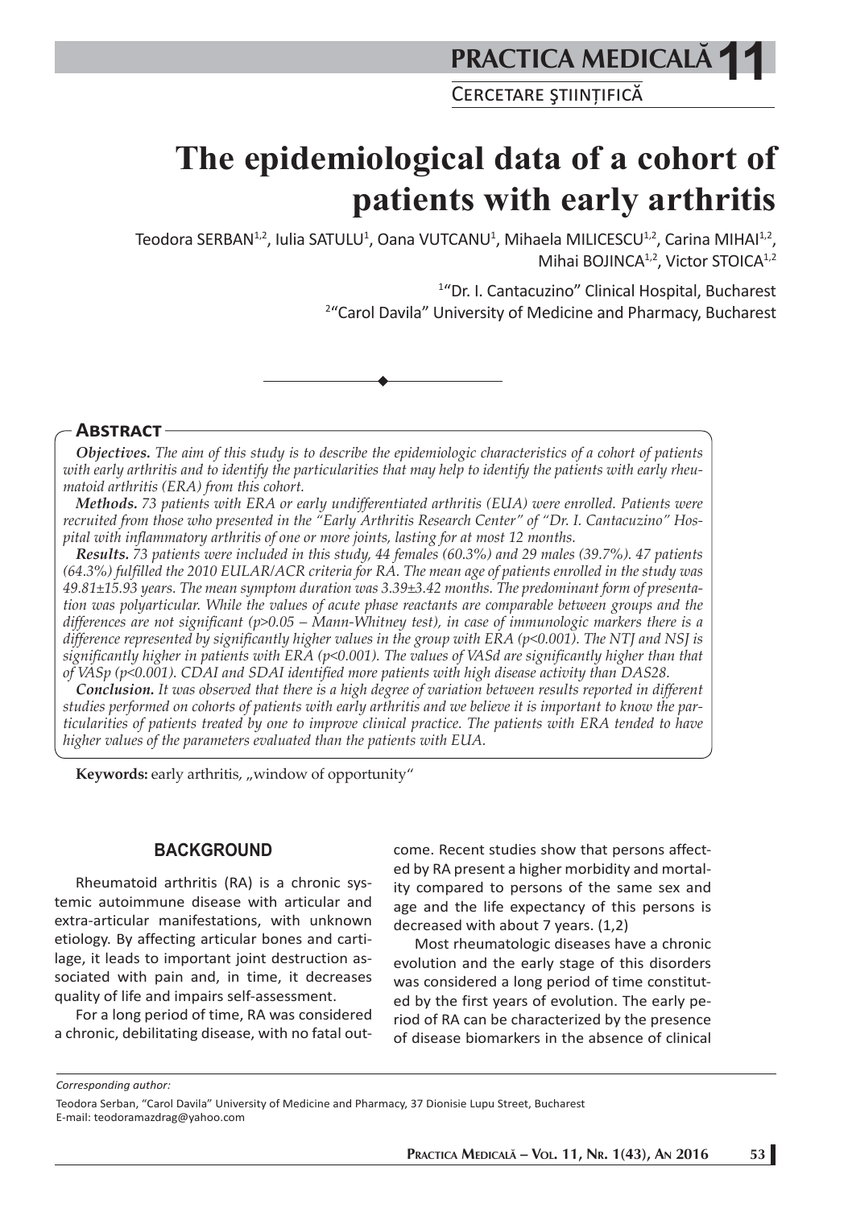# The epidemiological data of a cohort of patients with early arthritis

Teodora SERBAN[1,2], Iulia SATULU[1], Oana VUTCANU[1], Mihaela MILICESCU[1,2], Carina MIHAI[1,2], Mihai BOJINCA[1,2], Victor STOICA[1,2]

[1]"Dr. I. Cantacuzino" Clinical Hospital, Bucharest
[2]"Carol Davila" University of Medicine and Pharmacy, Bucharest

## Abstract

***Objectives.*** *The aim of this study is to describe the epidemiologic characteristics of a cohort of patients with early arthritis and to identify the particularities that may help to identify the patients with early rheumatoid arthritis (ERA) from this cohort.*

***Methods.*** *73 patients with ERA or early undifferentiated arthritis (EUA) were enrolled. Patients were recruited from those who presented in the "Early Arthritis Research Center" of "Dr. I. Cantacuzino" Hospital with inflammatory arthritis of one or more joints, lasting for at most 12 months.*

***Results.*** *73 patients were included in this study, 44 females (60.3%) and 29 males (39.7%). 47 patients (64.3%) fulfilled the 2010 EULAR/ACR criteria for RA. The mean age of patients enrolled in the study was 49.81±15.93 years. The mean symptom duration was 3.39±3.42 months. The predominant form of presentation was polyarticular. While the values of acute phase reactants are comparable between groups and the differences are not significant (p>0.05 – Mann-Whitney test), in case of immunologic markers there is a difference represented by significantly higher values in the group with ERA (p<0.001). The NTJ and NSJ is significantly higher in patients with ERA (p<0.001). The values of VASd are significantly higher than that of VASp (p<0.001). CDAI and SDAI identified more patients with high disease activity than DAS28.*

***Conclusion.*** *It was observed that there is a high degree of variation between results reported in different studies performed on cohorts of patients with early arthritis and we believe it is important to know the particularities of patients treated by one to improve clinical practice. The patients with ERA tended to have higher values of the parameters evaluated than the patients with EUA.*

**Keywords:** early arthritis, „window of opportunity"

## BACKGROUND

Rheumatoid arthritis (RA) is a chronic systemic autoimmune disease with articular and extra-articular manifestations, with unknown etiology. By affecting articular bones and cartilage, it leads to important joint destruction associated with pain and, in time, it decreases quality of life and impairs self-assessment.

For a long period of time, RA was considered a chronic, debilitating disease, with no fatal outcome. Recent studies show that persons affected by RA present a higher morbidity and mortality compared to persons of the same sex and age and the life expectancy of this persons is decreased with about 7 years. (1,2)

Most rheumatologic diseases have a chronic evolution and the early stage of this disorders was considered a long period of time constituted by the first years of evolution. The early period of RA can be characterized by the presence of disease biomarkers in the absence of clinical

*Corresponding author:*

Teodora Serban, "Carol Davila" University of Medicine and Pharmacy, 37 Dionisie Lupu Street, Bucharest
E-mail: teodoramazdrag@yahoo.com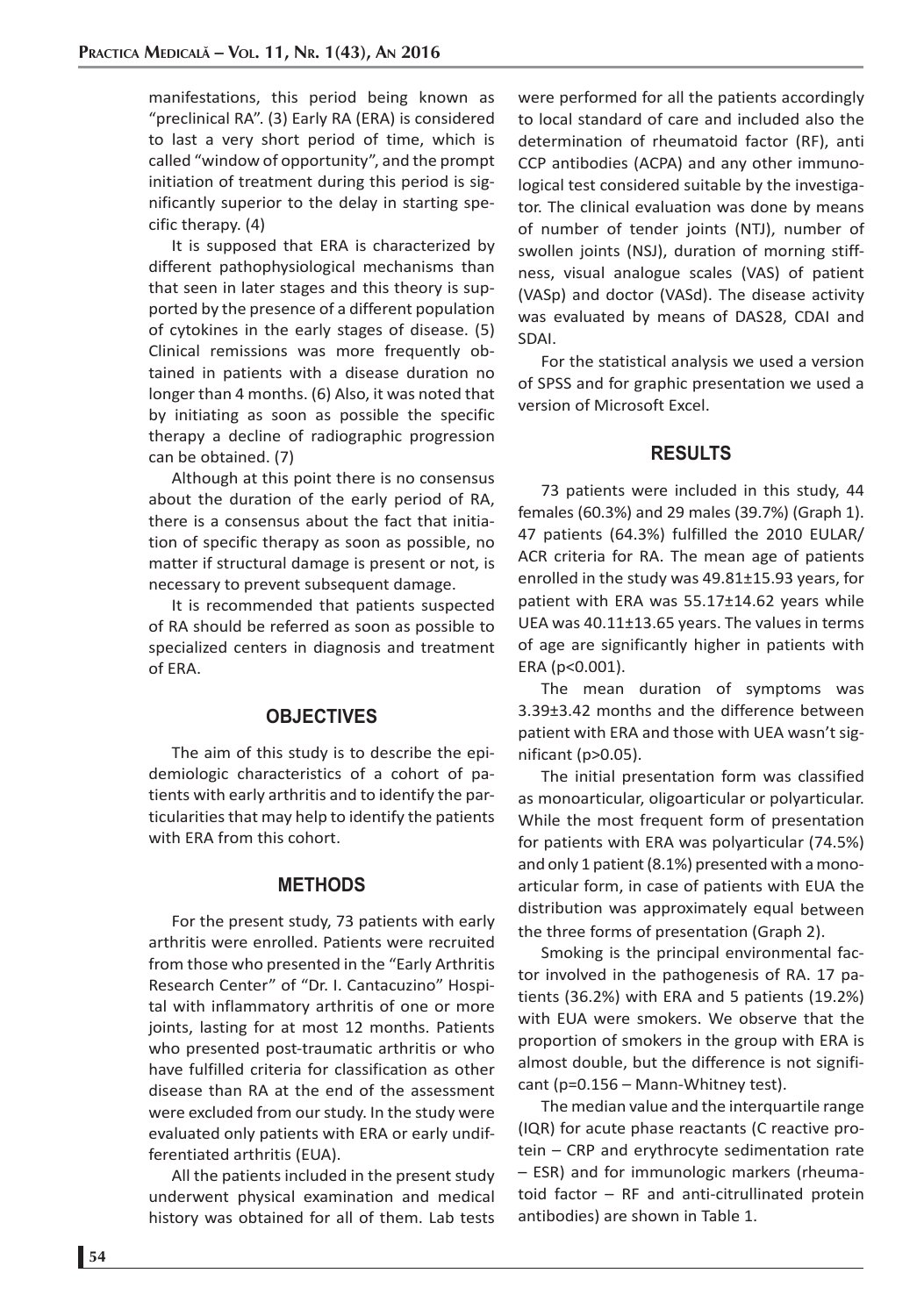manifestations, this period being known as "preclinical RA". (3) Early RA (ERA) is considered to last a very short period of time, which is called "window of opportunity", and the prompt initiation of treatment during this period is significantly superior to the delay in starting specific therapy. (4)

It is supposed that ERA is characterized by different pathophysiological mechanisms than that seen in later stages and this theory is supported by the presence of a different population of cytokines in the early stages of disease. (5) Clinical remissions was more frequently obtained in patients with a disease duration no longer than 4 months. (6) Also, it was noted that by initiating as soon as possible the specific therapy a decline of radiographic progression can be obtained. (7)

Although at this point there is no consensus about the duration of the early period of RA, there is a consensus about the fact that initiation of specific therapy as soon as possible, no matter if structural damage is present or not, is necessary to prevent subsequent damage.

It is recommended that patients suspected of RA should be referred as soon as possible to specialized centers in diagnosis and treatment of ERA.

## OBJECTIVES

The aim of this study is to describe the epidemiologic characteristics of a cohort of patients with early arthritis and to identify the particularities that may help to identify the patients with ERA from this cohort.

## METHODS

For the present study, 73 patients with early arthritis were enrolled. Patients were recruited from those who presented in the "Early Arthritis Research Center" of "Dr. I. Cantacuzino" Hospital with inflammatory arthritis of one or more joints, lasting for at most 12 months. Patients who presented post-traumatic arthritis or who have fulfilled criteria for classification as other disease than RA at the end of the assessment were excluded from our study. In the study were evaluated only patients with ERA or early undifferentiated arthritis (EUA).

All the patients included in the present study underwent physical examination and medical history was obtained for all of them. Lab tests were performed for all the patients accordingly to local standard of care and included also the determination of rheumatoid factor (RF), anti CCP antibodies (ACPA) and any other immunological test considered suitable by the investigator. The clinical evaluation was done by means of number of tender joints (NTJ), number of swollen joints (NSJ), duration of morning stiffness, visual analogue scales (VAS) of patient (VASp) and doctor (VASd). The disease activity was evaluated by means of DAS28, CDAI and SDAI.

For the statistical analysis we used a version of SPSS and for graphic presentation we used a version of Microsoft Excel.

## RESULTS

73 patients were included in this study, 44 females (60.3%) and 29 males (39.7%) (Graph 1). 47 patients (64.3%) fulfilled the 2010 EULAR/ACR criteria for RA. The mean age of patients enrolled in the study was 49.81±15.93 years, for patient with ERA was 55.17±14.62 years while UEA was 40.11±13.65 years. The values in terms of age are significantly higher in patients with ERA ($p<0.001$).

The mean duration of symptoms was 3.39±3.42 months and the difference between patient with ERA and those with UEA wasn't significant ($p>0.05$).

The initial presentation form was classified as monoarticular, oligoarticular or polyarticular. While the most frequent form of presentation for patients with ERA was polyarticular (74.5%) and only 1 patient (8.1%) presented with a monoarticular form, in case of patients with EUA the distribution was approximately equal between the three forms of presentation (Graph 2).

Smoking is the principal environmental factor involved in the pathogenesis of RA. 17 patients (36.2%) with ERA and 5 patients (19.2%) with EUA were smokers. We observe that the proportion of smokers in the group with ERA is almost double, but the difference is not significant ($p=0.156$ – Mann-Whitney test).

The median value and the interquartile range (IQR) for acute phase reactants (C reactive protein – CRP and erythrocyte sedimentation rate – ESR) and for immunologic markers (rheumatoid factor – RF and anti-citrullinated protein antibodies) are shown in Table 1.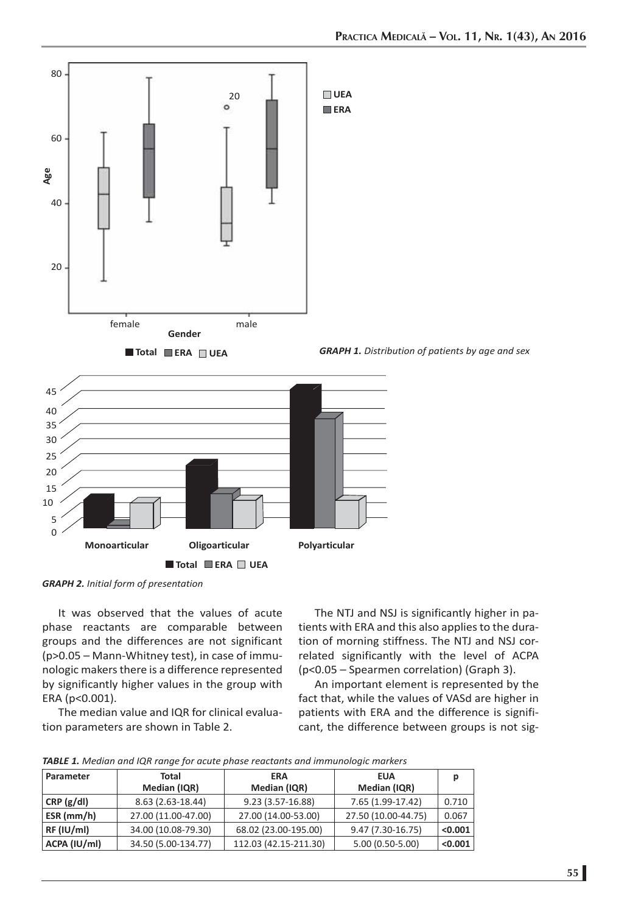*GRAPH 1. Distribution of patients by age and sex*

*GRAPH 2. Initial form of presentation*

It was observed that the values of acute phase reactants are comparable between groups and the differences are not significant ($p>0.05$ – Mann-Whitney test), in case of immunologic makers there is a difference represented by significantly higher values in the group with ERA ($p<0.001$).

The median value and IQR for clinical evaluation parameters are shown in Table 2.

The NTJ and NSJ is significantly higher in patients with ERA and this also applies to the duration of morning stiffness. The NTJ and NSJ correlated significantly with the level of ACPA ($p<0.05$ – Spearmen correlation) (Graph 3).

An important element is represented by the fact that, while the values of VASd are higher in patients with ERA and the difference is significant, the difference between groups is not sig-

*TABLE 1. Median and IQR range for acute phase reactants and immunologic markers*

| Parameter | Total Median (IQR) | ERA Median (IQR) | EUA Median (IQR) | p |
|---|---|---|---|---|
| CRP (g/dl) | 8.63 (2.63-18.44) | 9.23 (3.57-16.88) | 7.65 (1.99-17.42) | 0.710 |
| ESR (mm/h) | 27.00 (11.00-47.00) | 27.00 (14.00-53.00) | 27.50 (10.00-44.75) | 0.067 |
| RF (IU/ml) | 34.00 (10.08-79.30) | 68.02 (23.00-195.00) | 9.47 (7.30-16.75) | **<0.001** |
| ACPA (IU/ml) | 34.50 (5.00-134.77) | 112.03 (42.15-211.30) | 5.00 (0.50-5.00) | **<0.001** |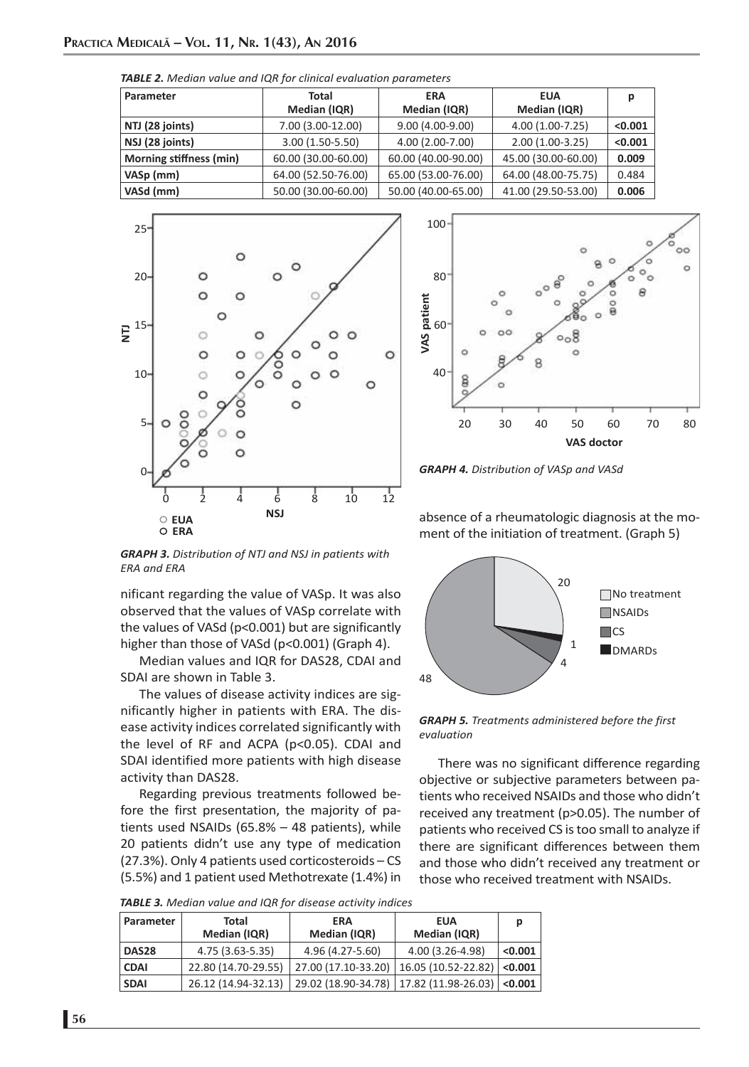*TABLE 2. Median value and IQR for clinical evaluation parameters*

| Parameter | Total Median (IQR) | ERA Median (IQR) | EUA Median (IQR) | p |
|---|---|---|---|---|
| NTJ (28 joints) | 7.00 (3.00-12.00) | 9.00 (4.00-9.00) | 4.00 (1.00-7.25) | **<0.001** |
| NSJ (28 joints) | 3.00 (1.50-5.50) | 4.00 (2.00-7.00) | 2.00 (1.00-3.25) | **<0.001** |
| Morning stiffness (min) | 60.00 (30.00-60.00) | 60.00 (40.00-90.00) | 45.00 (30.00-60.00) | **0.009** |
| VASp (mm) | 64.00 (52.50-76.00) | 65.00 (53.00-76.00) | 64.00 (48.00-75.75) | 0.484 |
| VASd (mm) | 50.00 (30.00-60.00) | 50.00 (40.00-65.00) | 41.00 (29.50-53.00) | **0.006** |

*GRAPH 3. Distribution of NTJ and NSJ in patients with ERA and ERA*

nificant regarding the value of VASp. It was also observed that the values of VASp correlate with the values of VASd ($p<0.001$) but are significantly higher than those of VASd ($p<0.001$) (Graph 4).

Median values and IQR for DAS28, CDAI and SDAI are shown in Table 3.

The values of disease activity indices are significantly higher in patients with ERA. The disease activity indices correlated significantly with the level of RF and ACPA ($p<0.05$). CDAI and SDAI identified more patients with high disease activity than DAS28.

Regarding previous treatments followed before the first presentation, the majority of patients used NSAIDs (65.8% – 48 patients), while 20 patients didn't use any type of medication (27.3%). Only 4 patients used corticosteroids – CS (5.5%) and 1 patient used Methotrexate (1.4%) in absence of a rheumatologic diagnosis at the moment of the initiation of treatment. (Graph 5)

*GRAPH 4. Distribution of VASp and VASd*

*GRAPH 5. Treatments administered before the first evaluation*

There was no significant difference regarding objective or subjective parameters between patients who received NSAIDs and those who didn't received any treatment ($p>0.05$). The number of patients who received CS is too small to analyze if there are significant differences between them and those who didn't received any treatment or those who received treatment with NSAIDs.

*TABLE 3. Median value and IQR for disease activity indices*

| Parameter | Total Median (IQR) | ERA Median (IQR) | EUA Median (IQR) | p |
|---|---|---|---|---|
| **DAS28** | 4.75 (3.63-5.35) | 4.96 (4.27-5.60) | 4.00 (3.26-4.98) | **<0.001** |
| **CDAI** | 22.80 (14.70-29.55) | 27.00 (17.10-33.20) | 16.05 (10.52-22.82) | **<0.001** |
| **SDAI** | 26.12 (14.94-32.13) | 29.02 (18.90-34.78) | 17.82 (11.98-26.03) | **<0.001** |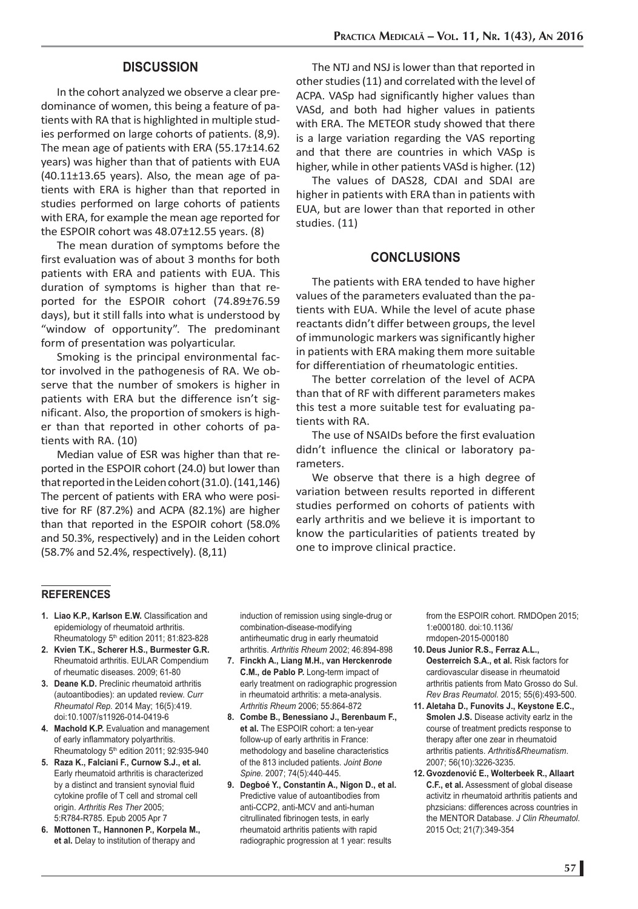## DISCUSSION

In the cohort analyzed we observe a clear predominance of women, this being a feature of patients with RA that is highlighted in multiple studies performed on large cohorts of patients. (8,9). The mean age of patients with ERA (55.17±14.62 years) was higher than that of patients with EUA (40.11±13.65 years). Also, the mean age of patients with ERA is higher than that reported in studies performed on large cohorts of patients with ERA, for example the mean age reported for the ESPOIR cohort was 48.07±12.55 years. (8)

The mean duration of symptoms before the first evaluation was of about 3 months for both patients with ERA and patients with EUA. This duration of symptoms is higher than that reported for the ESPOIR cohort (74.89±76.59 days), but it still falls into what is understood by "window of opportunity". The predominant form of presentation was polyarticular.

Smoking is the principal environmental factor involved in the pathogenesis of RA. We observe that the number of smokers is higher in patients with ERA but the difference isn't significant. Also, the proportion of smokers is higher than that reported in other cohorts of patients with RA. (10)

Median value of ESR was higher than that reported in the ESPOIR cohort (24.0) but lower than that reported in the Leiden cohort (31.0). (141,146) The percent of patients with ERA who were positive for RF (87.2%) and ACPA (82.1%) are higher than that reported in the ESPOIR cohort (58.0% and 50.3%, respectively) and in the Leiden cohort (58.7% and 52.4%, respectively). (8,11)

The NTJ and NSJ is lower than that reported in other studies (11) and correlated with the level of ACPA. VASp had significantly higher values than VASd, and both had higher values in patients with ERA. The METEOR study showed that there is a large variation regarding the VAS reporting and that there are countries in which VASp is higher, while in other patients VASd is higher. (12)

The values of DAS28, CDAI and SDAI are higher in patients with ERA than in patients with EUA, but are lower than that reported in other studies. (11)

## CONCLUSIONS

The patients with ERA tended to have higher values of the parameters evaluated than the patients with EUA. While the level of acute phase reactants didn't differ between groups, the level of immunologic markers was significantly higher in patients with ERA making them more suitable for differentiation of rheumatologic entities.

The better correlation of the level of ACPA than that of RF with different parameters makes this test a more suitable test for evaluating patients with RA.

The use of NSAIDs before the first evaluation didn't influence the clinical or laboratory parameters.

We observe that there is a high degree of variation between results reported in different studies performed on cohorts of patients with early arthritis and we believe it is important to know the particularities of patients treated by one to improve clinical practice.

## REFERENCES

1. **Liao K.P., Karlson E.W.** Classification and epidemiology of rheumatoid arthritis. Rheumatology 5th edition 2011; 81:823-828
2. **Kvien T.K., Scherer H.S., Burmester G.R.** Rheumatoid arthritis. EULAR Compendium of rheumatic diseases. 2009; 61-80
3. **Deane K.D.** Preclinic rheumatoid arthritis (autoantibodies): an updated review. *Curr Rheumatol Rep.* 2014 May; 16(5):419. doi:10.1007/s11926-014-0419-6
4. **Machold K.P.** Evaluation and management of early inflammatory polyarthritis. Rheumatology 5th edition 2011; 92:935-940
5. **Raza K., Falciani F., Curnow S.J., et al.** Early rheumatoid arthritis is characterized by a distinct and transient synovial fluid cytokine profile of T cell and stromal cell origin. *Arthritis Res Ther* 2005; 5:R784-R785. Epub 2005 Apr 7
6. **Mottonen T., Hannonen P., Korpela M., et al.** Delay to institution of therapy and induction of remission using single-drug or combination-disease-modifying antirheumatic drug in early rheumatoid arthritis. *Arthritis Rheum* 2002; 46:894-898
7. **Finckh A., Liang M.H., van Herckenrode C.M., de Pablo P.** Long-term impact of early treatment on radiographic progression in rheumatoid arthritis: a meta-analysis. *Arthritis Rheum* 2006; 55:864-872
8. **Combe B., Benessiano J., Berenbaum F., et al.** The ESPOIR cohort: a ten-year follow-up of early arthritis in France: methodology and baseline characteristics of the 813 included patients. *Joint Bone Spine.* 2007; 74(5):440-445.
9. **Degboé Y., Constantin A., Nigon D., et al.** Predictive value of autoantibodies from anti-CCP2, anti-MCV and anti-human citrullinated fibrinogen tests, in early rheumatoid arthritis patients with rapid radiographic progression at 1 year: results from the ESPOIR cohort. RMDOpen 2015; 1:e000180. doi:10.1136/rmdopen-2015-000180
10. **Deus Junior R.S., Ferraz A.L., Oesterreich S.A., et al.** Risk factors for cardiovascular disease in rheumatoid arthritis patients from Mato Grosso do Sul. *Rev Bras Reumatol.* 2015; 55(6):493-500.
11. **Aletaha D., Funovits J., Keystone E.C., Smolen J.S.** Disease activity earlz in the course of treatment predicts response to therapy after one zear in rheumatoid arthritis patients. *Arthritis&Rheumatism*. 2007; 56(10):3226-3235.
12. **Gvozdenović E., Wolterbeek R., Allaart C.F., et al.** Assessment of global disease activitz in rheumatoid arthritis patients and phzsicians: differences across countries in the MENTOR Database. *J Clin Rheumatol.* 2015 Oct; 21(7):349-354